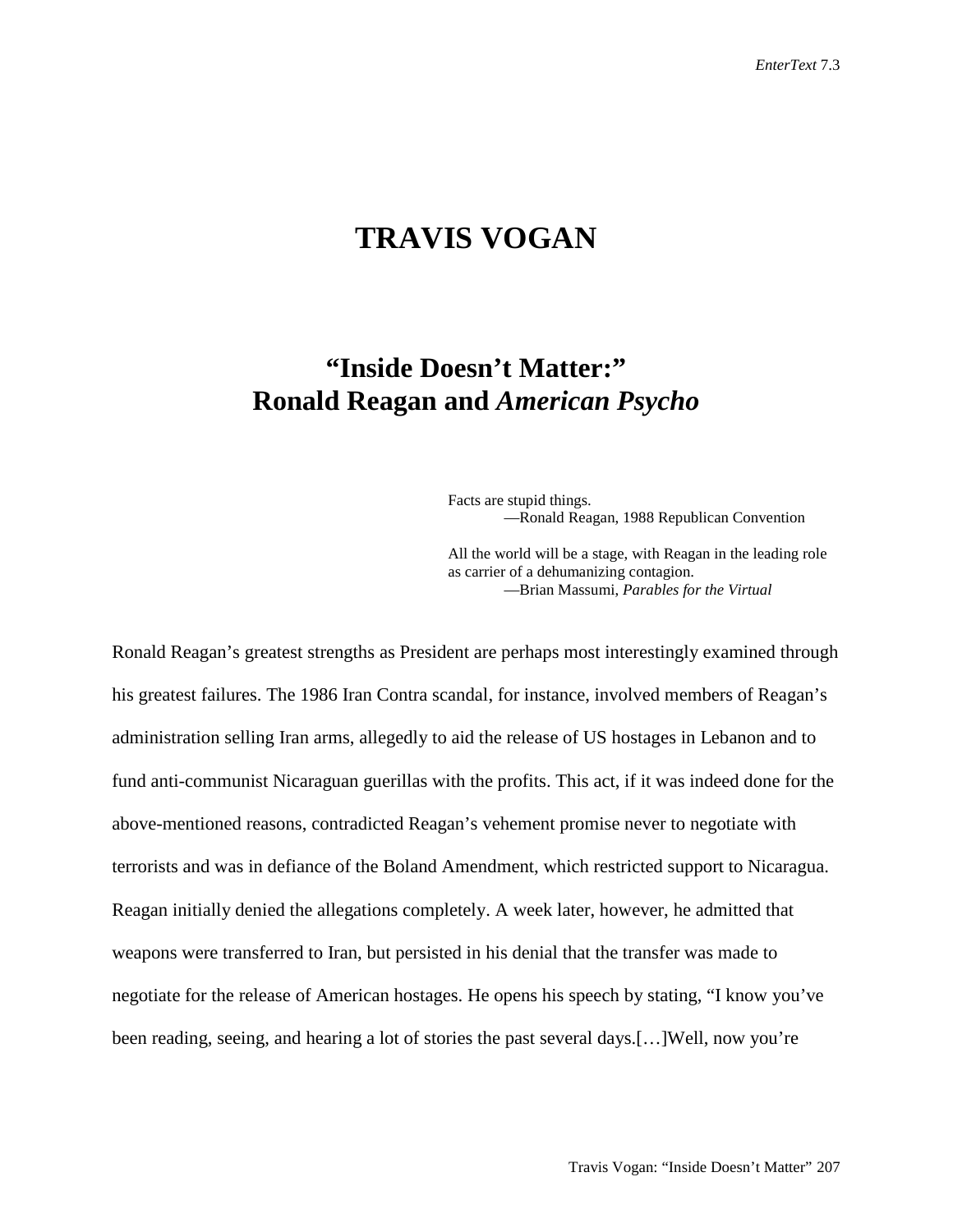# TRAVIS VOGAN

## "Inside Doesn't Matter:" Ronald Reagan and *American Psycho*

> Facts are stupid things.
> —Ronald Reagan, 1988 Republican Convention
>
> All the world will be a stage, with Reagan in the leading role as carrier of a dehumanizing contagion.
> —Brian Massumi, *Parables for the Virtual*

Ronald Reagan's greatest strengths as President are perhaps most interestingly examined through his greatest failures. The 1986 Iran Contra scandal, for instance, involved members of Reagan's administration selling Iran arms, allegedly to aid the release of US hostages in Lebanon and to fund anti-communist Nicaraguan guerillas with the profits. This act, if it was indeed done for the above-mentioned reasons, contradicted Reagan's vehement promise never to negotiate with terrorists and was in defiance of the Boland Amendment, which restricted support to Nicaragua. Reagan initially denied the allegations completely. A week later, however, he admitted that weapons were transferred to Iran, but persisted in his denial that the transfer was made to negotiate for the release of American hostages. He opens his speech by stating, "I know you've been reading, seeing, and hearing a lot of stories the past several days.[…]Well, now you're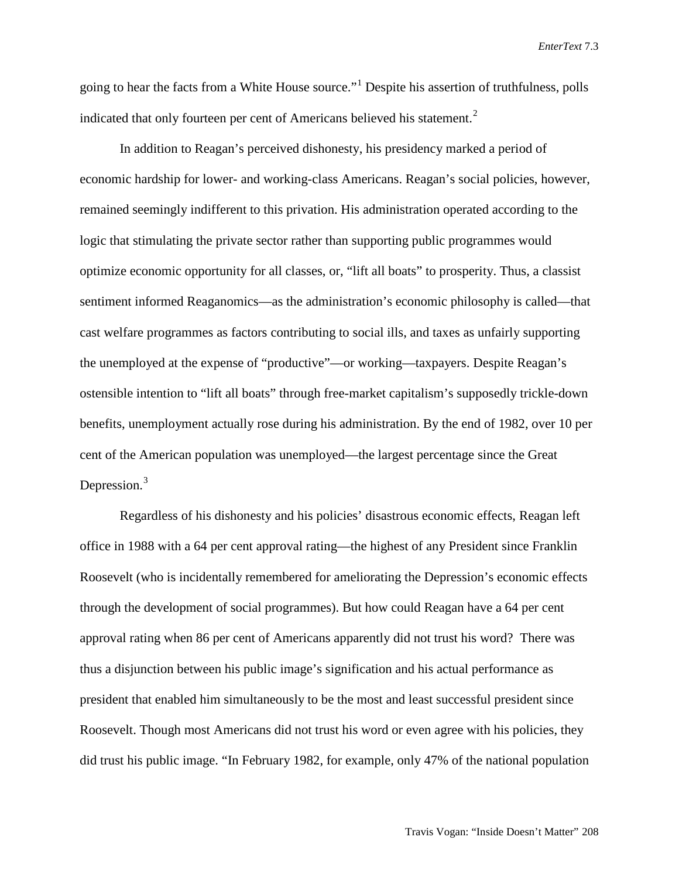going to hear the facts from a White House source."[1] Despite his assertion of truthfulness, polls indicated that only fourteen per cent of Americans believed his statement.[2]

In addition to Reagan's perceived dishonesty, his presidency marked a period of economic hardship for lower- and working-class Americans. Reagan's social policies, however, remained seemingly indifferent to this privation. His administration operated according to the logic that stimulating the private sector rather than supporting public programmes would optimize economic opportunity for all classes, or, "lift all boats" to prosperity. Thus, a classist sentiment informed Reaganomics—as the administration's economic philosophy is called—that cast welfare programmes as factors contributing to social ills, and taxes as unfairly supporting the unemployed at the expense of "productive"—or working—taxpayers. Despite Reagan's ostensible intention to "lift all boats" through free-market capitalism's supposedly trickle-down benefits, unemployment actually rose during his administration. By the end of 1982, over 10 per cent of the American population was unemployed—the largest percentage since the Great Depression.[3]

Regardless of his dishonesty and his policies' disastrous economic effects, Reagan left office in 1988 with a 64 per cent approval rating—the highest of any President since Franklin Roosevelt (who is incidentally remembered for ameliorating the Depression's economic effects through the development of social programmes). But how could Reagan have a 64 per cent approval rating when 86 per cent of Americans apparently did not trust his word? There was thus a disjunction between his public image's signification and his actual performance as president that enabled him simultaneously to be the most and least successful president since Roosevelt. Though most Americans did not trust his word or even agree with his policies, they did trust his public image. "In February 1982, for example, only 47% of the national population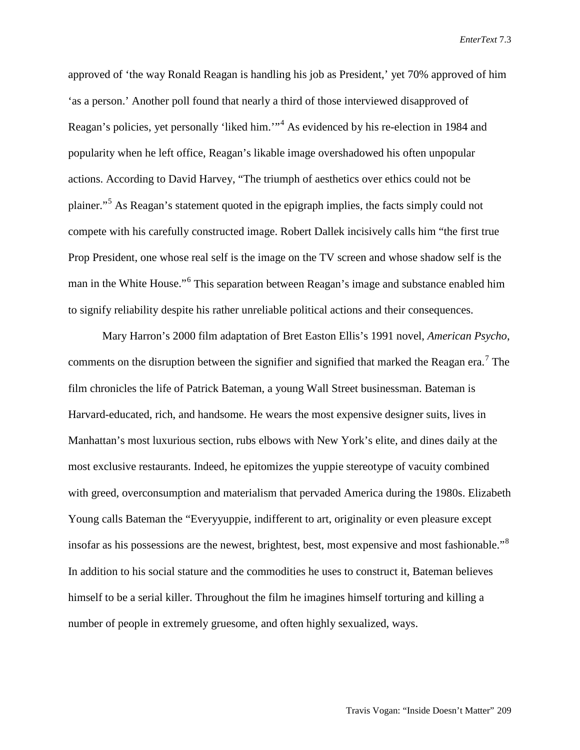approved of 'the way Ronald Reagan is handling his job as President,' yet 70% approved of him 'as a person.' Another poll found that nearly a third of those interviewed disapproved of Reagan's policies, yet personally 'liked him.'"[4] As evidenced by his re-election in 1984 and popularity when he left office, Reagan's likable image overshadowed his often unpopular actions. According to David Harvey, "The triumph of aesthetics over ethics could not be plainer."[5] As Reagan's statement quoted in the epigraph implies, the facts simply could not compete with his carefully constructed image. Robert Dallek incisively calls him "the first true Prop President, one whose real self is the image on the TV screen and whose shadow self is the man in the White House."[6] This separation between Reagan's image and substance enabled him to signify reliability despite his rather unreliable political actions and their consequences.

Mary Harron's 2000 film adaptation of Bret Easton Ellis's 1991 novel, *American Psycho*, comments on the disruption between the signifier and signified that marked the Reagan era.[7] The film chronicles the life of Patrick Bateman, a young Wall Street businessman. Bateman is Harvard-educated, rich, and handsome. He wears the most expensive designer suits, lives in Manhattan's most luxurious section, rubs elbows with New York's elite, and dines daily at the most exclusive restaurants. Indeed, he epitomizes the yuppie stereotype of vacuity combined with greed, overconsumption and materialism that pervaded America during the 1980s. Elizabeth Young calls Bateman the "Everyyuppie, indifferent to art, originality or even pleasure except insofar as his possessions are the newest, brightest, best, most expensive and most fashionable."[8] In addition to his social stature and the commodities he uses to construct it, Bateman believes himself to be a serial killer. Throughout the film he imagines himself torturing and killing a number of people in extremely gruesome, and often highly sexualized, ways.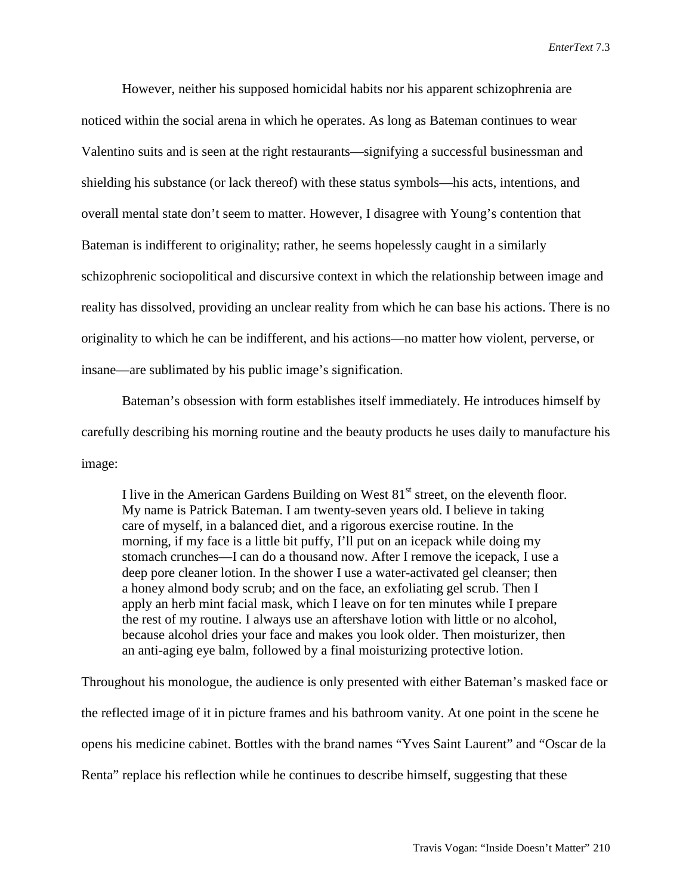However, neither his supposed homicidal habits nor his apparent schizophrenia are noticed within the social arena in which he operates. As long as Bateman continues to wear Valentino suits and is seen at the right restaurants—signifying a successful businessman and shielding his substance (or lack thereof) with these status symbols—his acts, intentions, and overall mental state don't seem to matter. However, I disagree with Young's contention that Bateman is indifferent to originality; rather, he seems hopelessly caught in a similarly schizophrenic sociopolitical and discursive context in which the relationship between image and reality has dissolved, providing an unclear reality from which he can base his actions. There is no originality to which he can be indifferent, and his actions—no matter how violent, perverse, or insane—are sublimated by his public image's signification.

Bateman's obsession with form establishes itself immediately. He introduces himself by carefully describing his morning routine and the beauty products he uses daily to manufacture his image:

> I live in the American Gardens Building on West 81st street, on the eleventh floor. My name is Patrick Bateman. I am twenty-seven years old. I believe in taking care of myself, in a balanced diet, and a rigorous exercise routine. In the morning, if my face is a little bit puffy, I'll put on an icepack while doing my stomach crunches—I can do a thousand now. After I remove the icepack, I use a deep pore cleaner lotion. In the shower I use a water-activated gel cleanser; then a honey almond body scrub; and on the face, an exfoliating gel scrub. Then I apply an herb mint facial mask, which I leave on for ten minutes while I prepare the rest of my routine. I always use an aftershave lotion with little or no alcohol, because alcohol dries your face and makes you look older. Then moisturizer, then an anti-aging eye balm, followed by a final moisturizing protective lotion.

Throughout his monologue, the audience is only presented with either Bateman's masked face or the reflected image of it in picture frames and his bathroom vanity. At one point in the scene he opens his medicine cabinet. Bottles with the brand names "Yves Saint Laurent" and "Oscar de la Renta" replace his reflection while he continues to describe himself, suggesting that these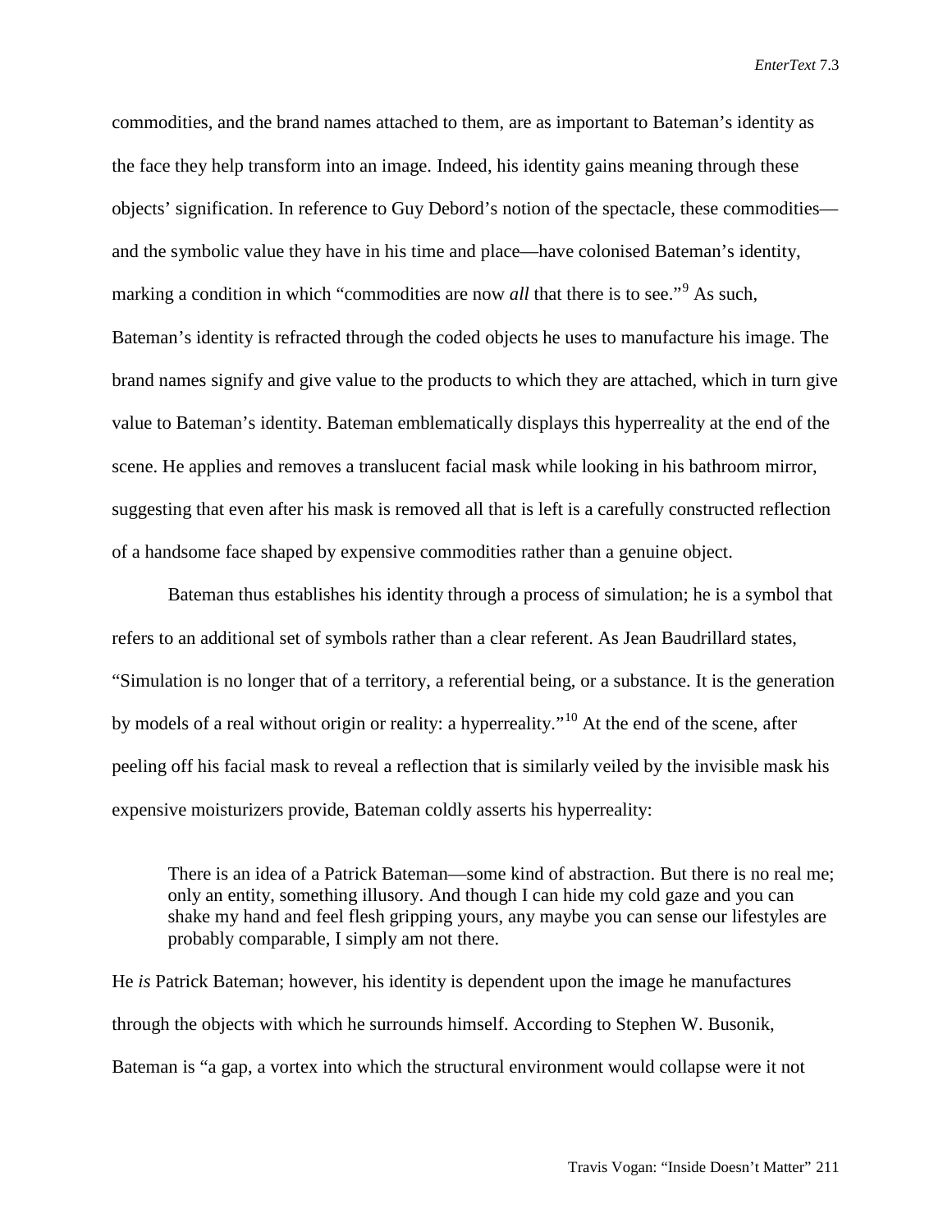commodities, and the brand names attached to them, are as important to Bateman's identity as the face they help transform into an image. Indeed, his identity gains meaning through these objects' signification. In reference to Guy Debord's notion of the spectacle, these commodities—and the symbolic value they have in his time and place—have colonised Bateman's identity, marking a condition in which "commodities are now *all* that there is to see."[9] As such, Bateman's identity is refracted through the coded objects he uses to manufacture his image. The brand names signify and give value to the products to which they are attached, which in turn give value to Bateman's identity. Bateman emblematically displays this hyperreality at the end of the scene. He applies and removes a translucent facial mask while looking in his bathroom mirror, suggesting that even after his mask is removed all that is left is a carefully constructed reflection of a handsome face shaped by expensive commodities rather than a genuine object.

Bateman thus establishes his identity through a process of simulation; he is a symbol that refers to an additional set of symbols rather than a clear referent. As Jean Baudrillard states, "Simulation is no longer that of a territory, a referential being, or a substance. It is the generation by models of a real without origin or reality: a hyperreality."[10] At the end of the scene, after peeling off his facial mask to reveal a reflection that is similarly veiled by the invisible mask his expensive moisturizers provide, Bateman coldly asserts his hyperreality:

> There is an idea of a Patrick Bateman—some kind of abstraction. But there is no real me; only an entity, something illusory. And though I can hide my cold gaze and you can shake my hand and feel flesh gripping yours, any maybe you can sense our lifestyles are probably comparable, I simply am not there.

He *is* Patrick Bateman; however, his identity is dependent upon the image he manufactures through the objects with which he surrounds himself. According to Stephen W. Busonik, Bateman is "a gap, a vortex into which the structural environment would collapse were it not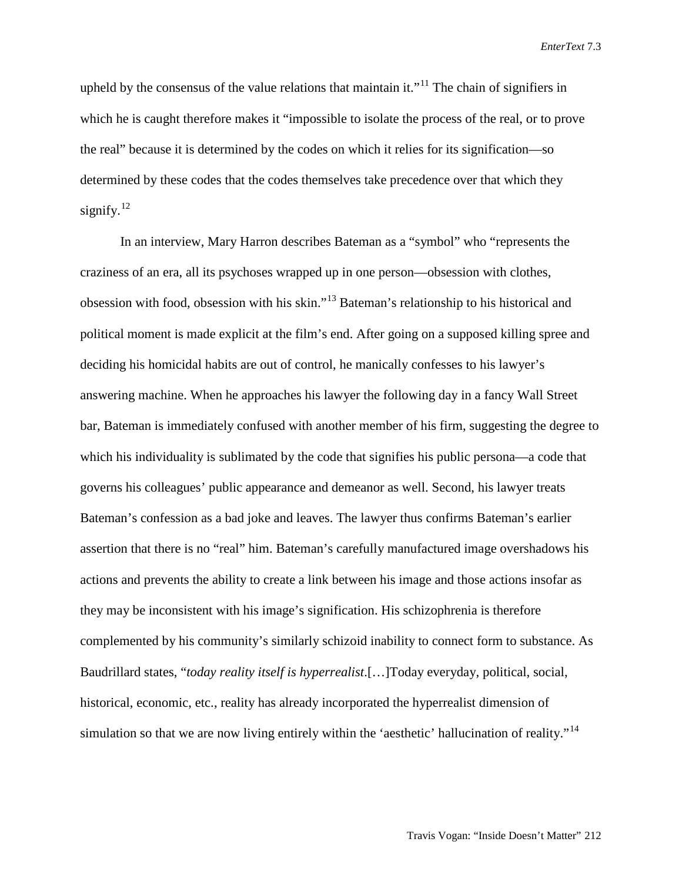upheld by the consensus of the value relations that maintain it."[11] The chain of signifiers in which he is caught therefore makes it "impossible to isolate the process of the real, or to prove the real" because it is determined by the codes on which it relies for its signification—so determined by these codes that the codes themselves take precedence over that which they signify.[12]

In an interview, Mary Harron describes Bateman as a "symbol" who "represents the craziness of an era, all its psychoses wrapped up in one person—obsession with clothes, obsession with food, obsession with his skin."[13] Bateman's relationship to his historical and political moment is made explicit at the film's end. After going on a supposed killing spree and deciding his homicidal habits are out of control, he manically confesses to his lawyer's answering machine. When he approaches his lawyer the following day in a fancy Wall Street bar, Bateman is immediately confused with another member of his firm, suggesting the degree to which his individuality is sublimated by the code that signifies his public persona—a code that governs his colleagues' public appearance and demeanor as well. Second, his lawyer treats Bateman's confession as a bad joke and leaves. The lawyer thus confirms Bateman's earlier assertion that there is no "real" him. Bateman's carefully manufactured image overshadows his actions and prevents the ability to create a link between his image and those actions insofar as they may be inconsistent with his image's signification. His schizophrenia is therefore complemented by his community's similarly schizoid inability to connect form to substance. As Baudrillard states, "*today reality itself is hyperrealist*.[…]Today everyday, political, social, historical, economic, etc., reality has already incorporated the hyperrealist dimension of simulation so that we are now living entirely within the 'aesthetic' hallucination of reality."[14]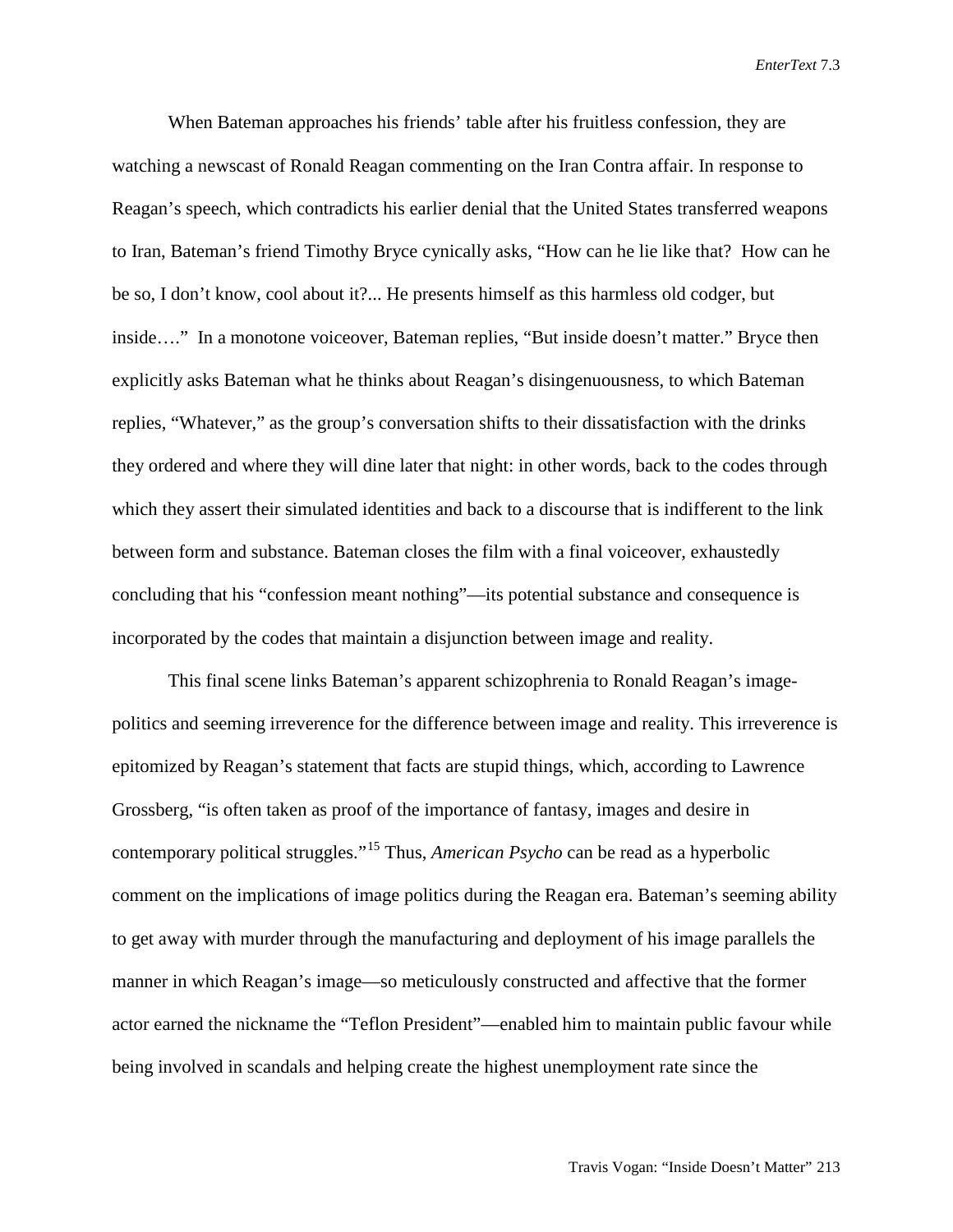When Bateman approaches his friends' table after his fruitless confession, they are watching a newscast of Ronald Reagan commenting on the Iran Contra affair. In response to Reagan's speech, which contradicts his earlier denial that the United States transferred weapons to Iran, Bateman's friend Timothy Bryce cynically asks, "How can he lie like that? How can he be so, I don't know, cool about it?... He presents himself as this harmless old codger, but inside…." In a monotone voiceover, Bateman replies, "But inside doesn't matter." Bryce then explicitly asks Bateman what he thinks about Reagan's disingenuousness, to which Bateman replies, "Whatever," as the group's conversation shifts to their dissatisfaction with the drinks they ordered and where they will dine later that night: in other words, back to the codes through which they assert their simulated identities and back to a discourse that is indifferent to the link between form and substance. Bateman closes the film with a final voiceover, exhaustedly concluding that his "confession meant nothing"—its potential substance and consequence is incorporated by the codes that maintain a disjunction between image and reality.

This final scene links Bateman's apparent schizophrenia to Ronald Reagan's image-politics and seeming irreverence for the difference between image and reality. This irreverence is epitomized by Reagan's statement that facts are stupid things, which, according to Lawrence Grossberg, "is often taken as proof of the importance of fantasy, images and desire in contemporary political struggles."[15] Thus, *American Psycho* can be read as a hyperbolic comment on the implications of image politics during the Reagan era. Bateman's seeming ability to get away with murder through the manufacturing and deployment of his image parallels the manner in which Reagan's image—so meticulously constructed and affective that the former actor earned the nickname the "Teflon President"—enabled him to maintain public favour while being involved in scandals and helping create the highest unemployment rate since the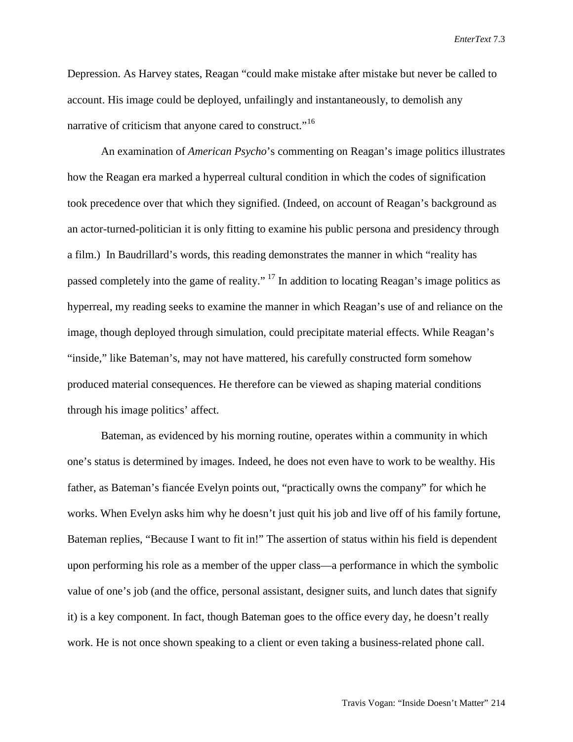Depression. As Harvey states, Reagan "could make mistake after mistake but never be called to account. His image could be deployed, unfailingly and instantaneously, to demolish any narrative of criticism that anyone cared to construct."[16]

An examination of *American Psycho*'s commenting on Reagan's image politics illustrates how the Reagan era marked a hyperreal cultural condition in which the codes of signification took precedence over that which they signified. (Indeed, on account of Reagan's background as an actor-turned-politician it is only fitting to examine his public persona and presidency through a film.) In Baudrillard's words, this reading demonstrates the manner in which "reality has passed completely into the game of reality." [17] In addition to locating Reagan's image politics as hyperreal, my reading seeks to examine the manner in which Reagan's use of and reliance on the image, though deployed through simulation, could precipitate material effects. While Reagan's "inside," like Bateman's, may not have mattered, his carefully constructed form somehow produced material consequences. He therefore can be viewed as shaping material conditions through his image politics' affect.

Bateman, as evidenced by his morning routine, operates within a community in which one's status is determined by images. Indeed, he does not even have to work to be wealthy. His father, as Bateman's fiancée Evelyn points out, "practically owns the company" for which he works. When Evelyn asks him why he doesn't just quit his job and live off of his family fortune, Bateman replies, "Because I want to fit in!" The assertion of status within his field is dependent upon performing his role as a member of the upper class—a performance in which the symbolic value of one's job (and the office, personal assistant, designer suits, and lunch dates that signify it) is a key component. In fact, though Bateman goes to the office every day, he doesn't really work. He is not once shown speaking to a client or even taking a business-related phone call.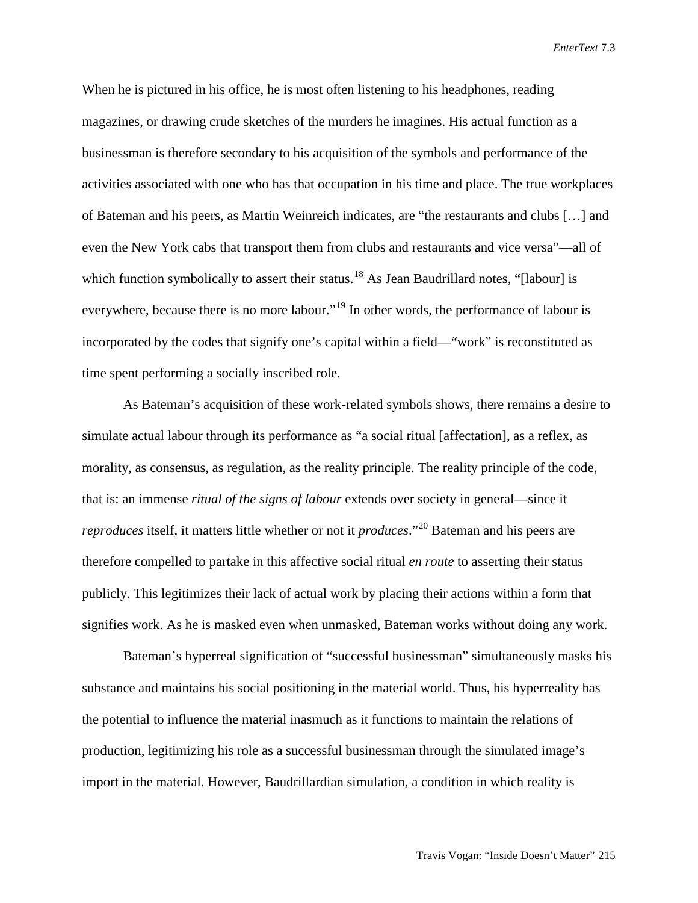When he is pictured in his office, he is most often listening to his headphones, reading magazines, or drawing crude sketches of the murders he imagines. His actual function as a businessman is therefore secondary to his acquisition of the symbols and performance of the activities associated with one who has that occupation in his time and place. The true workplaces of Bateman and his peers, as Martin Weinreich indicates, are "the restaurants and clubs […] and even the New York cabs that transport them from clubs and restaurants and vice versa"—all of which function symbolically to assert their status.[18] As Jean Baudrillard notes, "[labour] is everywhere, because there is no more labour."[19] In other words, the performance of labour is incorporated by the codes that signify one's capital within a field—"work" is reconstituted as time spent performing a socially inscribed role.

As Bateman's acquisition of these work-related symbols shows, there remains a desire to simulate actual labour through its performance as "a social ritual [affectation], as a reflex, as morality, as consensus, as regulation, as the reality principle. The reality principle of the code, that is: an immense *ritual of the signs of labour* extends over society in general—since it *reproduces* itself, it matters little whether or not it *produces*."[20] Bateman and his peers are therefore compelled to partake in this affective social ritual *en route* to asserting their status publicly. This legitimizes their lack of actual work by placing their actions within a form that signifies work. As he is masked even when unmasked, Bateman works without doing any work.

Bateman's hyperreal signification of "successful businessman" simultaneously masks his substance and maintains his social positioning in the material world. Thus, his hyperreality has the potential to influence the material inasmuch as it functions to maintain the relations of production, legitimizing his role as a successful businessman through the simulated image's import in the material. However, Baudrillardian simulation, a condition in which reality is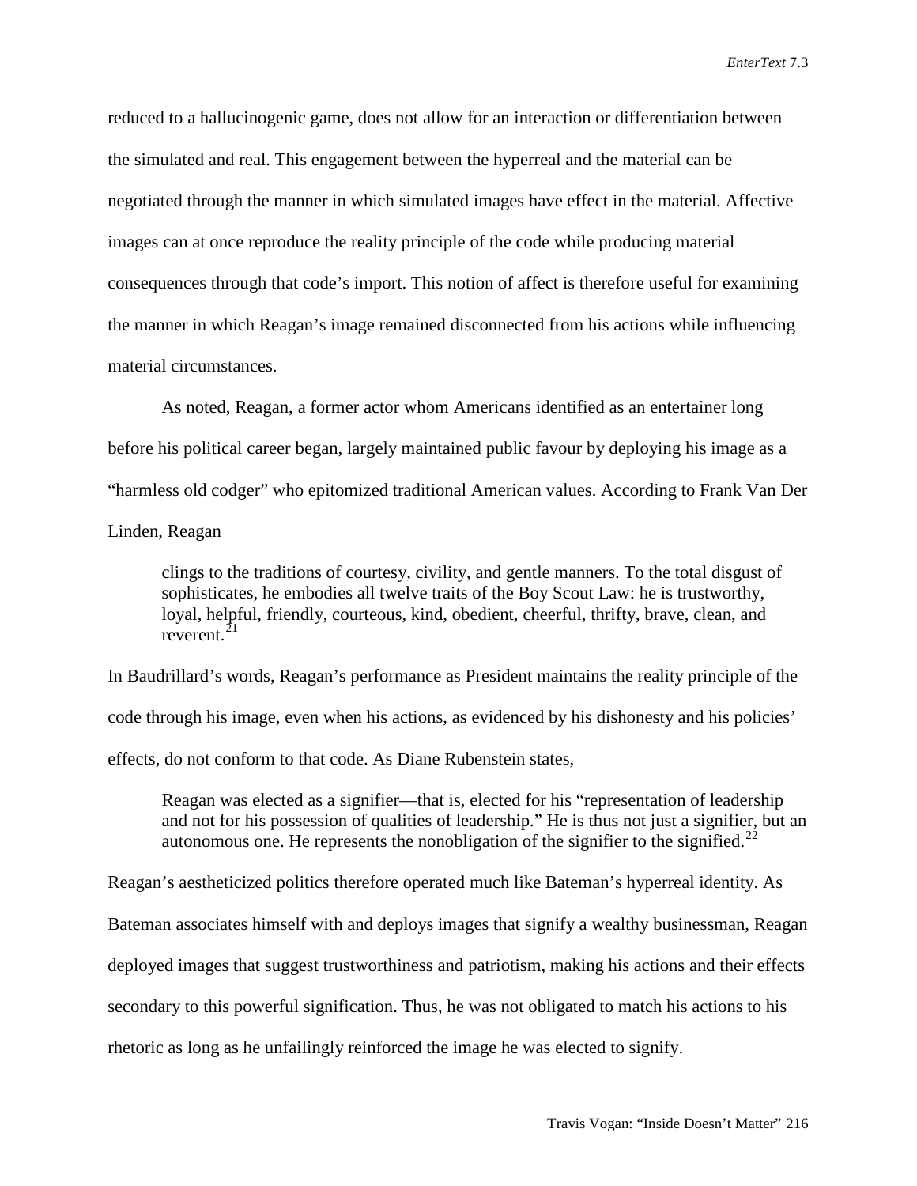reduced to a hallucinogenic game, does not allow for an interaction or differentiation between the simulated and real. This engagement between the hyperreal and the material can be negotiated through the manner in which simulated images have effect in the material. Affective images can at once reproduce the reality principle of the code while producing material consequences through that code's import. This notion of affect is therefore useful for examining the manner in which Reagan's image remained disconnected from his actions while influencing material circumstances.

As noted, Reagan, a former actor whom Americans identified as an entertainer long before his political career began, largely maintained public favour by deploying his image as a "harmless old codger" who epitomized traditional American values. According to Frank Van Der Linden, Reagan

> clings to the traditions of courtesy, civility, and gentle manners. To the total disgust of sophisticates, he embodies all twelve traits of the Boy Scout Law: he is trustworthy, loyal, helpful, friendly, courteous, kind, obedient, cheerful, thrifty, brave, clean, and reverent.[21]

In Baudrillard's words, Reagan's performance as President maintains the reality principle of the code through his image, even when his actions, as evidenced by his dishonesty and his policies' effects, do not conform to that code. As Diane Rubenstein states,

> Reagan was elected as a signifier—that is, elected for his "representation of leadership and not for his possession of qualities of leadership." He is thus not just a signifier, but an autonomous one. He represents the nonobligation of the signifier to the signified.[22]

Reagan's aestheticized politics therefore operated much like Bateman's hyperreal identity. As Bateman associates himself with and deploys images that signify a wealthy businessman, Reagan deployed images that suggest trustworthiness and patriotism, making his actions and their effects secondary to this powerful signification. Thus, he was not obligated to match his actions to his rhetoric as long as he unfailingly reinforced the image he was elected to signify.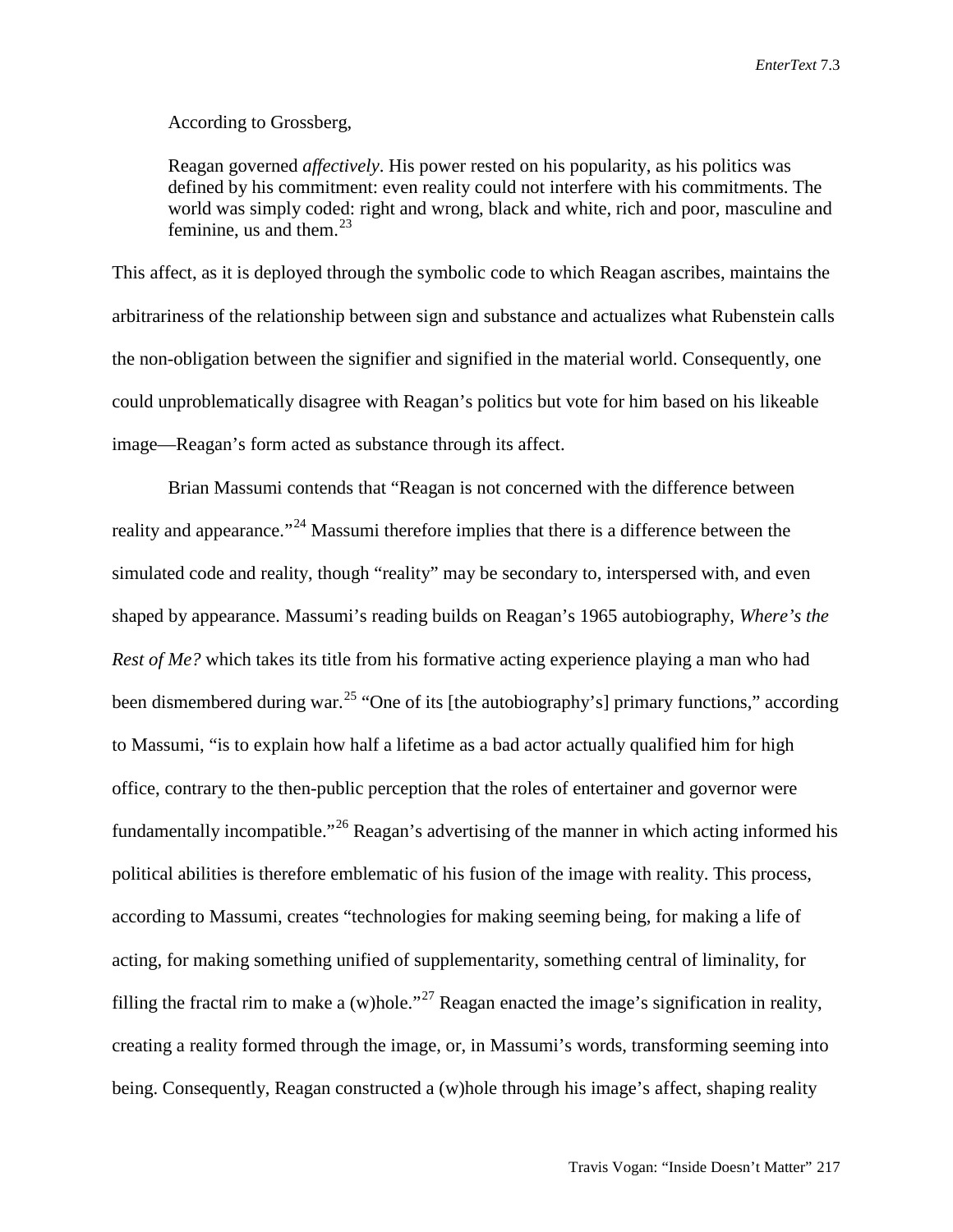According to Grossberg,

> Reagan governed *affectively*. His power rested on his popularity, as his politics was defined by his commitment: even reality could not interfere with his commitments. The world was simply coded: right and wrong, black and white, rich and poor, masculine and feminine, us and them.[23]

This affect, as it is deployed through the symbolic code to which Reagan ascribes, maintains the arbitrariness of the relationship between sign and substance and actualizes what Rubenstein calls the non-obligation between the signifier and signified in the material world. Consequently, one could unproblematically disagree with Reagan's politics but vote for him based on his likeable image—Reagan's form acted as substance through its affect.

Brian Massumi contends that "Reagan is not concerned with the difference between reality and appearance."[24] Massumi therefore implies that there is a difference between the simulated code and reality, though "reality" may be secondary to, interspersed with, and even shaped by appearance. Massumi's reading builds on Reagan's 1965 autobiography, *Where's the Rest of Me?* which takes its title from his formative acting experience playing a man who had been dismembered during war.[25] "One of its [the autobiography's] primary functions," according to Massumi, "is to explain how half a lifetime as a bad actor actually qualified him for high office, contrary to the then-public perception that the roles of entertainer and governor were fundamentally incompatible."[26] Reagan's advertising of the manner in which acting informed his political abilities is therefore emblematic of his fusion of the image with reality. This process, according to Massumi, creates "technologies for making seeming being, for making a life of acting, for making something unified of supplementarity, something central of liminality, for filling the fractal rim to make a (w)hole."[27] Reagan enacted the image's signification in reality, creating a reality formed through the image, or, in Massumi's words, transforming seeming into being. Consequently, Reagan constructed a (w)hole through his image's affect, shaping reality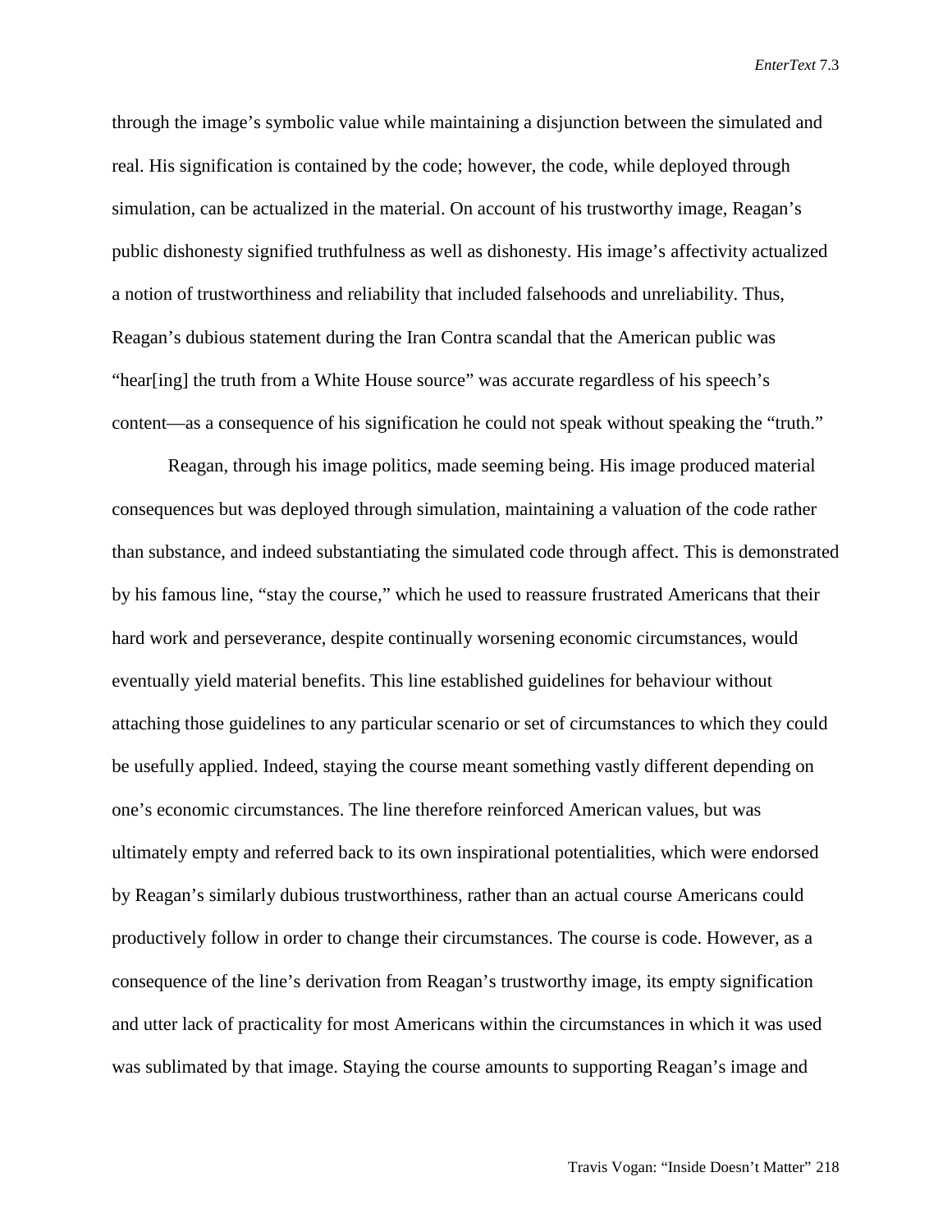through the image's symbolic value while maintaining a disjunction between the simulated and real. His signification is contained by the code; however, the code, while deployed through simulation, can be actualized in the material. On account of his trustworthy image, Reagan's public dishonesty signified truthfulness as well as dishonesty. His image's affectivity actualized a notion of trustworthiness and reliability that included falsehoods and unreliability. Thus, Reagan's dubious statement during the Iran Contra scandal that the American public was "hear[ing] the truth from a White House source" was accurate regardless of his speech's content—as a consequence of his signification he could not speak without speaking the "truth."

Reagan, through his image politics, made seeming being. His image produced material consequences but was deployed through simulation, maintaining a valuation of the code rather than substance, and indeed substantiating the simulated code through affect. This is demonstrated by his famous line, "stay the course," which he used to reassure frustrated Americans that their hard work and perseverance, despite continually worsening economic circumstances, would eventually yield material benefits. This line established guidelines for behaviour without attaching those guidelines to any particular scenario or set of circumstances to which they could be usefully applied. Indeed, staying the course meant something vastly different depending on one's economic circumstances. The line therefore reinforced American values, but was ultimately empty and referred back to its own inspirational potentialities, which were endorsed by Reagan's similarly dubious trustworthiness, rather than an actual course Americans could productively follow in order to change their circumstances. The course is code. However, as a consequence of the line's derivation from Reagan's trustworthy image, its empty signification and utter lack of practicality for most Americans within the circumstances in which it was used was sublimated by that image. Staying the course amounts to supporting Reagan's image and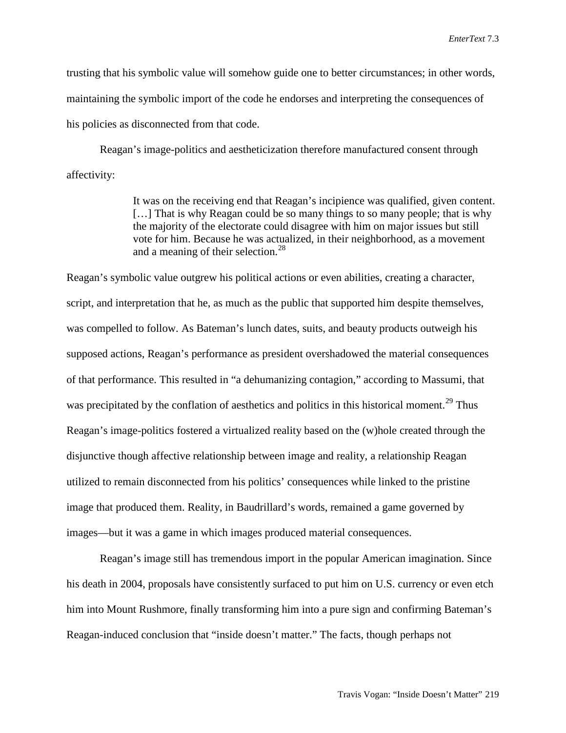trusting that his symbolic value will somehow guide one to better circumstances; in other words, maintaining the symbolic import of the code he endorses and interpreting the consequences of his policies as disconnected from that code.

Reagan's image-politics and aestheticization therefore manufactured consent through affectivity:

> It was on the receiving end that Reagan's incipience was qualified, given content. […] That is why Reagan could be so many things to so many people; that is why the majority of the electorate could disagree with him on major issues but still vote for him. Because he was actualized, in their neighborhood, as a movement and a meaning of their selection.[28]

Reagan's symbolic value outgrew his political actions or even abilities, creating a character, script, and interpretation that he, as much as the public that supported him despite themselves, was compelled to follow. As Bateman's lunch dates, suits, and beauty products outweigh his supposed actions, Reagan's performance as president overshadowed the material consequences of that performance. This resulted in "a dehumanizing contagion," according to Massumi, that was precipitated by the conflation of aesthetics and politics in this historical moment.[29] Thus Reagan's image-politics fostered a virtualized reality based on the (w)hole created through the disjunctive though affective relationship between image and reality, a relationship Reagan utilized to remain disconnected from his politics' consequences while linked to the pristine image that produced them. Reality, in Baudrillard's words, remained a game governed by images—but it was a game in which images produced material consequences.

Reagan's image still has tremendous import in the popular American imagination. Since his death in 2004, proposals have consistently surfaced to put him on U.S. currency or even etch him into Mount Rushmore, finally transforming him into a pure sign and confirming Bateman's Reagan-induced conclusion that "inside doesn't matter." The facts, though perhaps not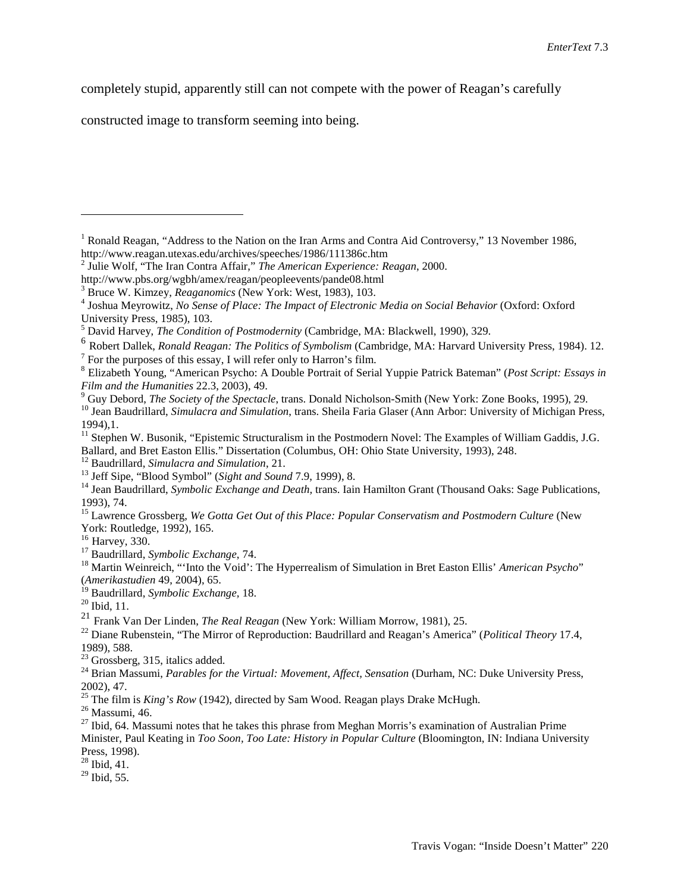completely stupid, apparently still can not compete with the power of Reagan's carefully constructed image to transform seeming into being.

---

[1] Ronald Reagan, "Address to the Nation on the Iran Arms and Contra Aid Controversy," 13 November 1986, http://www.reagan.utexas.edu/archives/speeches/1986/111386c.htm

[2] Julie Wolf, "The Iran Contra Affair," *The American Experience: Reagan*, 2000. http://www.pbs.org/wgbh/amex/reagan/peopleevents/pande08.html

[3] Bruce W. Kimzey, *Reaganomics* (New York: West, 1983), 103.

[4] Joshua Meyrowitz, *No Sense of Place: The Impact of Electronic Media on Social Behavior* (Oxford: Oxford University Press, 1985), 103.

[5] David Harvey, *The Condition of Postmodernity* (Cambridge, MA: Blackwell, 1990), 329.

[6] Robert Dallek, *Ronald Reagan: The Politics of Symbolism* (Cambridge, MA: Harvard University Press, 1984). 12.

[7] For the purposes of this essay, I will refer only to Harron's film.

[8] Elizabeth Young, "American Psycho: A Double Portrait of Serial Yuppie Patrick Bateman" (*Post Script: Essays in Film and the Humanities* 22.3, 2003), 49.

[9] Guy Debord, *The Society of the Spectacle*, trans. Donald Nicholson-Smith (New York: Zone Books, 1995), 29.

[10] Jean Baudrillard, *Simulacra and Simulation*, trans. Sheila Faria Glaser (Ann Arbor: University of Michigan Press, 1994),1.

[11] Stephen W. Busonik, "Epistemic Structuralism in the Postmodern Novel: The Examples of William Gaddis, J.G. Ballard, and Bret Easton Ellis." Dissertation (Columbus, OH: Ohio State University, 1993), 248.

[12] Baudrillard, *Simulacra and Simulation*, 21.

[13] Jeff Sipe, "Blood Symbol" (*Sight and Sound* 7.9, 1999), 8.

[14] Jean Baudrillard, *Symbolic Exchange and Death*, trans. Iain Hamilton Grant (Thousand Oaks: Sage Publications, 1993), 74.

[15] Lawrence Grossberg, *We Gotta Get Out of this Place: Popular Conservatism and Postmodern Culture* (New York: Routledge, 1992), 165.

[16] Harvey, 330.

[17] Baudrillard, *Symbolic Exchange*, 74.

[18] Martin Weinreich, "'Into the Void': The Hyperrealism of Simulation in Bret Easton Ellis' *American Psycho*" (*Amerikastudien* 49, 2004), 65.

[19] Baudrillard, *Symbolic Exchange*, 18.

[20] Ibid, 11.

[21] Frank Van Der Linden, *The Real Reagan* (New York: William Morrow, 1981), 25.

[22] Diane Rubenstein, "The Mirror of Reproduction: Baudrillard and Reagan's America" (*Political Theory* 17.4, 1989), 588.

[23] Grossberg, 315, italics added.

[24] Brian Massumi, *Parables for the Virtual: Movement, Affect, Sensation* (Durham, NC: Duke University Press, 2002), 47.

[25] The film is *King's Row* (1942), directed by Sam Wood. Reagan plays Drake McHugh.

[26] Massumi, 46.

[27] Ibid, 64. Massumi notes that he takes this phrase from Meghan Morris's examination of Australian Prime Minister, Paul Keating in *Too Soon, Too Late: History in Popular Culture* (Bloomington, IN: Indiana University Press, 1998).

[28] Ibid, 41.

[29] Ibid, 55.